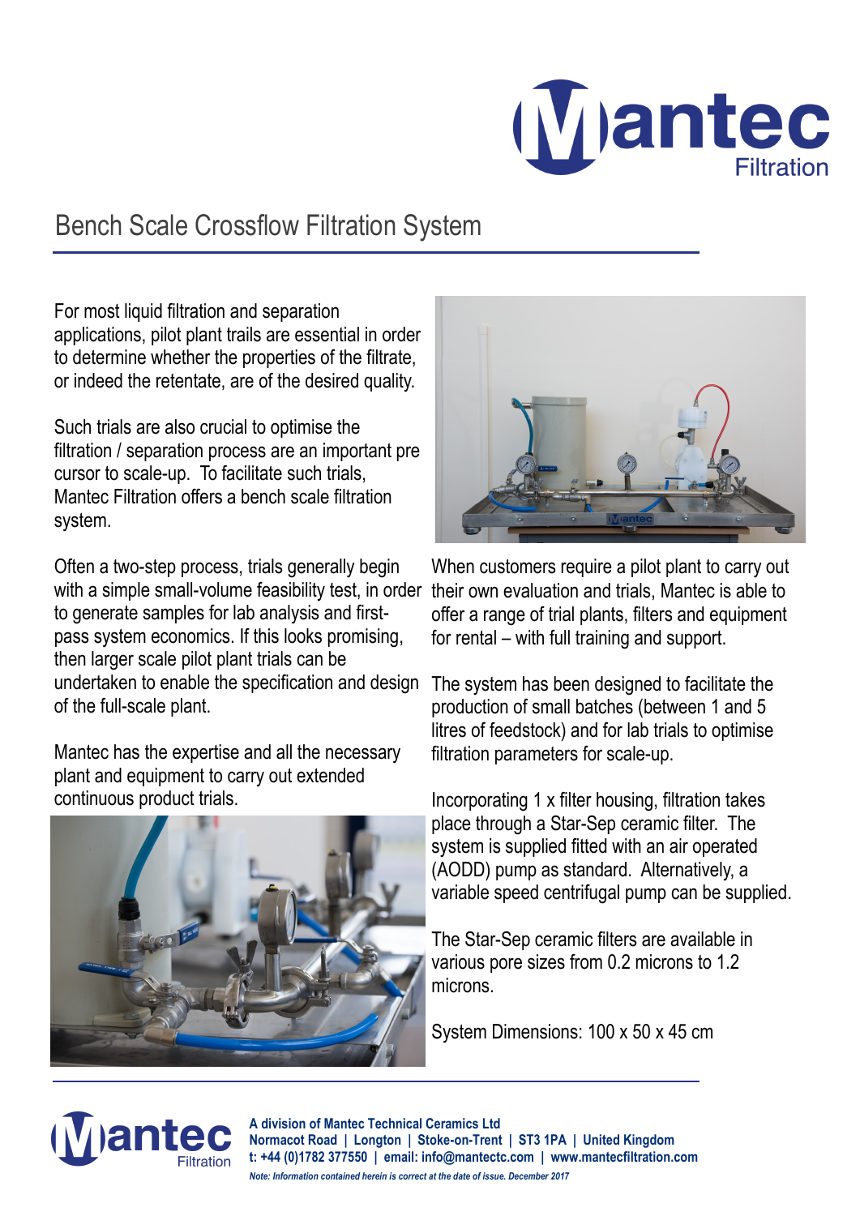# Bench Scale Crossflow Filtration System

For most liquid filtration and separation applications, pilot plant trails are essential in order to determine whether the properties of the filtrate, or indeed the retentate, are of the desired quality.

Such trials are also crucial to optimise the filtration / separation process are an important pre cursor to scale-up. To facilitate such trials, Mantec Filtration offers a bench scale filtration system.

Often a two-step process, trials generally begin with a simple small-volume feasibility test, in order to generate samples for lab analysis and first-pass system economics. If this looks promising, then larger scale pilot plant trials can be undertaken to enable the specification and design of the full-scale plant.

Mantec has the expertise and all the necessary plant and equipment to carry out extended continuous product trials.

When customers require a pilot plant to carry out their own evaluation and trials, Mantec is able to offer a range of trial plants, filters and equipment for rental – with full training and support.

The system has been designed to facilitate the production of small batches (between 1 and 5 litres of feedstock) and for lab trials to optimise filtration parameters for scale-up.

Incorporating 1 x filter housing, filtration takes place through a Star-Sep ceramic filter. The system is supplied fitted with an air operated (AODD) pump as standard. Alternatively, a variable speed centrifugal pump can be supplied.

The Star-Sep ceramic filters are available in various pore sizes from 0.2 microns to 1.2 microns.

System Dimensions: 100 x 50 x 45 cm

**A division of Mantec Technical Ceramics Ltd**
**Normacot Road | Longton | Stoke-on-Trent | ST3 1PA | United Kingdom**
**t: +44 (0)1782 377550 | email: info@mantectc.com | www.mantecfiltration.com**

***Note: Information contained herein is correct at the date of issue. December 2017***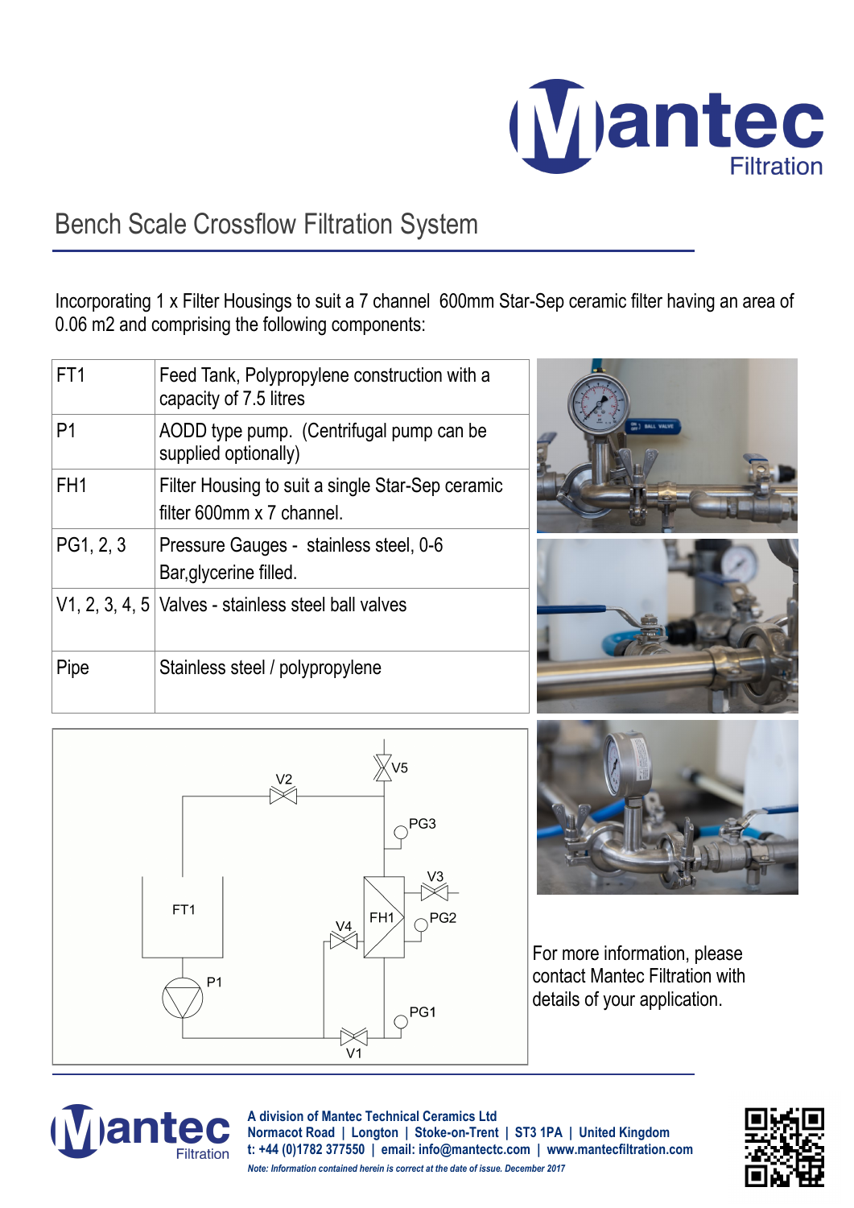# Bench Scale Crossflow Filtration System

Incorporating 1 x Filter Housings to suit a 7 channel 600mm Star-Sep ceramic filter having an area of 0.06 m2 and comprising the following components:

| | |
|---|---|
| FT1 | Feed Tank, Polypropylene construction with a capacity of 7.5 litres |
| P1 | AODD type pump. (Centrifugal pump can be supplied optionally) |
| FH1 | Filter Housing to suit a single Star-Sep ceramic filter 600mm x 7 channel. |
| PG1, 2, 3 | Pressure Gauges - stainless steel, 0-6 Bar,glycerine filled. |
| V1, 2, 3, 4, 5 | Valves - stainless steel ball valves |
| Pipe | Stainless steel / polypropylene |

V5
V2
PG3
V3
FT1
FH1
PG2
V4
P1
PG1
V1

For more information, please contact Mantec Filtration with details of your application.

**A division of Mantec Technical Ceramics Ltd**
**Normacot Road | Longton | Stoke-on-Trent | ST3 1PA | United Kingdom**
**t: +44 (0)1782 377550 | email: info@mantectc.com | www.mantecfiltration.com**

*Note: Information contained herein is correct at the date of issue. December 2017*